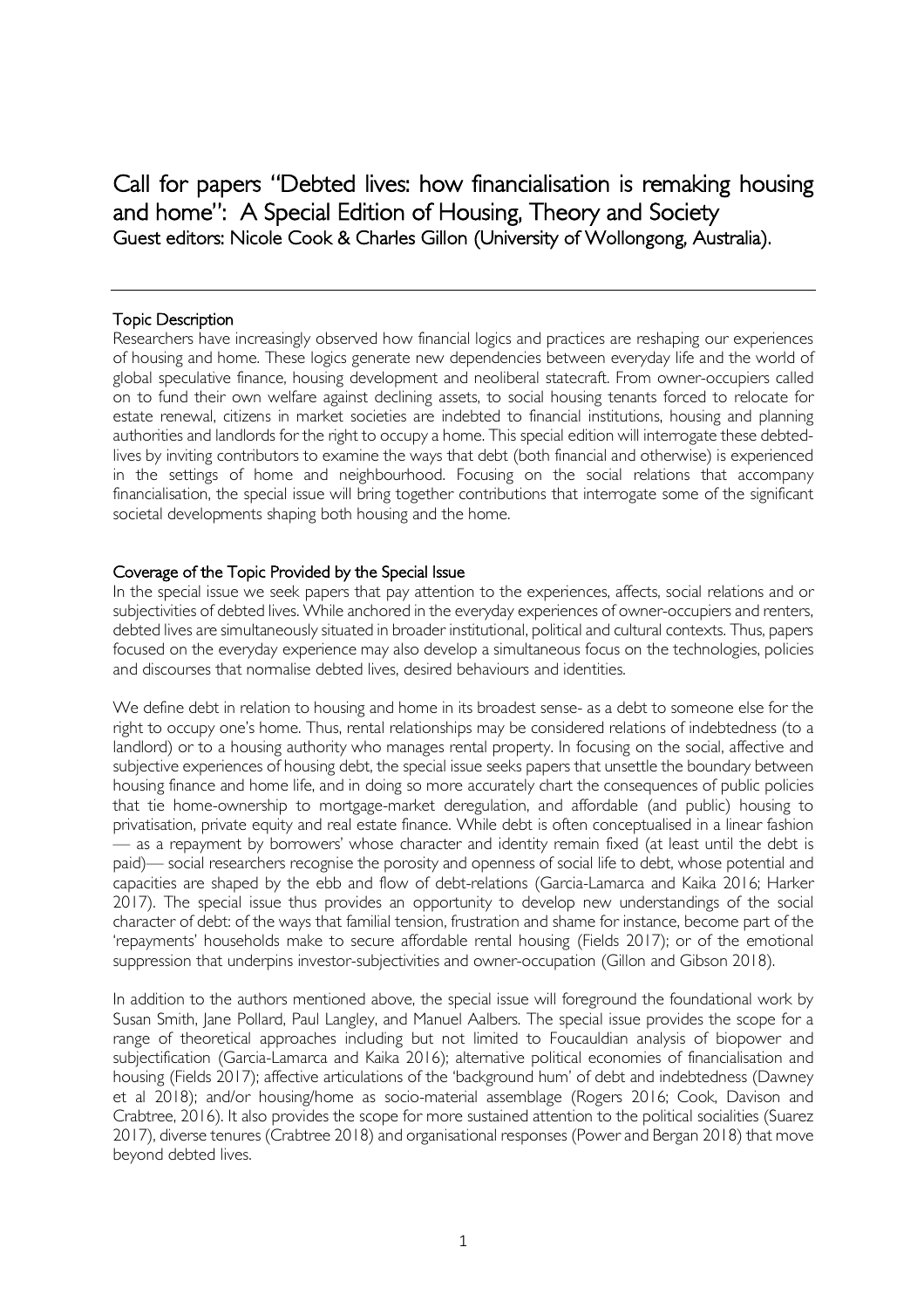# Call for papers "Debted lives: how financialisation is remaking housing and home": A Special Edition of Housing, Theory and Society

Guest editors: Nicole Cook & Charles Gillon (University of Wollongong, Australia).

---

## Topic Description

Researchers have increasingly observed how financial logics and practices are reshaping our experiences of housing and home. These logics generate new dependencies between everyday life and the world of global speculative finance, housing development and neoliberal statecraft. From owner-occupiers called on to fund their own welfare against declining assets, to social housing tenants forced to relocate for estate renewal, citizens in market societies are indebted to financial institutions, housing and planning authorities and landlords for the right to occupy a home. This special edition will interrogate these debted-lives by inviting contributors to examine the ways that debt (both financial and otherwise) is experienced in the settings of home and neighbourhood. Focusing on the social relations that accompany financialisation, the special issue will bring together contributions that interrogate some of the significant societal developments shaping both housing and the home.

## Coverage of the Topic Provided by the Special Issue

In the special issue we seek papers that pay attention to the experiences, affects, social relations and or subjectivities of debted lives. While anchored in the everyday experiences of owner-occupiers and renters, debted lives are simultaneously situated in broader institutional, political and cultural contexts. Thus, papers focused on the everyday experience may also develop a simultaneous focus on the technologies, policies and discourses that normalise debted lives, desired behaviours and identities.

We define debt in relation to housing and home in its broadest sense- as a debt to someone else for the right to occupy one's home. Thus, rental relationships may be considered relations of indebtedness (to a landlord) or to a housing authority who manages rental property. In focusing on the social, affective and subjective experiences of housing debt, the special issue seeks papers that unsettle the boundary between housing finance and home life, and in doing so more accurately chart the consequences of public policies that tie home-ownership to mortgage-market deregulation, and affordable (and public) housing to privatisation, private equity and real estate finance. While debt is often conceptualised in a linear fashion — as a repayment by borrowers' whose character and identity remain fixed (at least until the debt is paid)— social researchers recognise the porosity and openness of social life to debt, whose potential and capacities are shaped by the ebb and flow of debt-relations (Garcia-Lamarca and Kaika 2016; Harker 2017). The special issue thus provides an opportunity to develop new understandings of the social character of debt: of the ways that familial tension, frustration and shame for instance, become part of the 'repayments' households make to secure affordable rental housing (Fields 2017); or of the emotional suppression that underpins investor-subjectivities and owner-occupation (Gillon and Gibson 2018).

In addition to the authors mentioned above, the special issue will foreground the foundational work by Susan Smith, Jane Pollard, Paul Langley, and Manuel Aalbers. The special issue provides the scope for a range of theoretical approaches including but not limited to Foucauldian analysis of biopower and subjectification (Garcia-Lamarca and Kaika 2016); alternative political economies of financialisation and housing (Fields 2017); affective articulations of the 'background hum' of debt and indebtedness (Dawney et al 2018); and/or housing/home as socio-material assemblage (Rogers 2016; Cook, Davison and Crabtree, 2016). It also provides the scope for more sustained attention to the political socialities (Suarez 2017), diverse tenures (Crabtree 2018) and organisational responses (Power and Bergan 2018) that move beyond debted lives.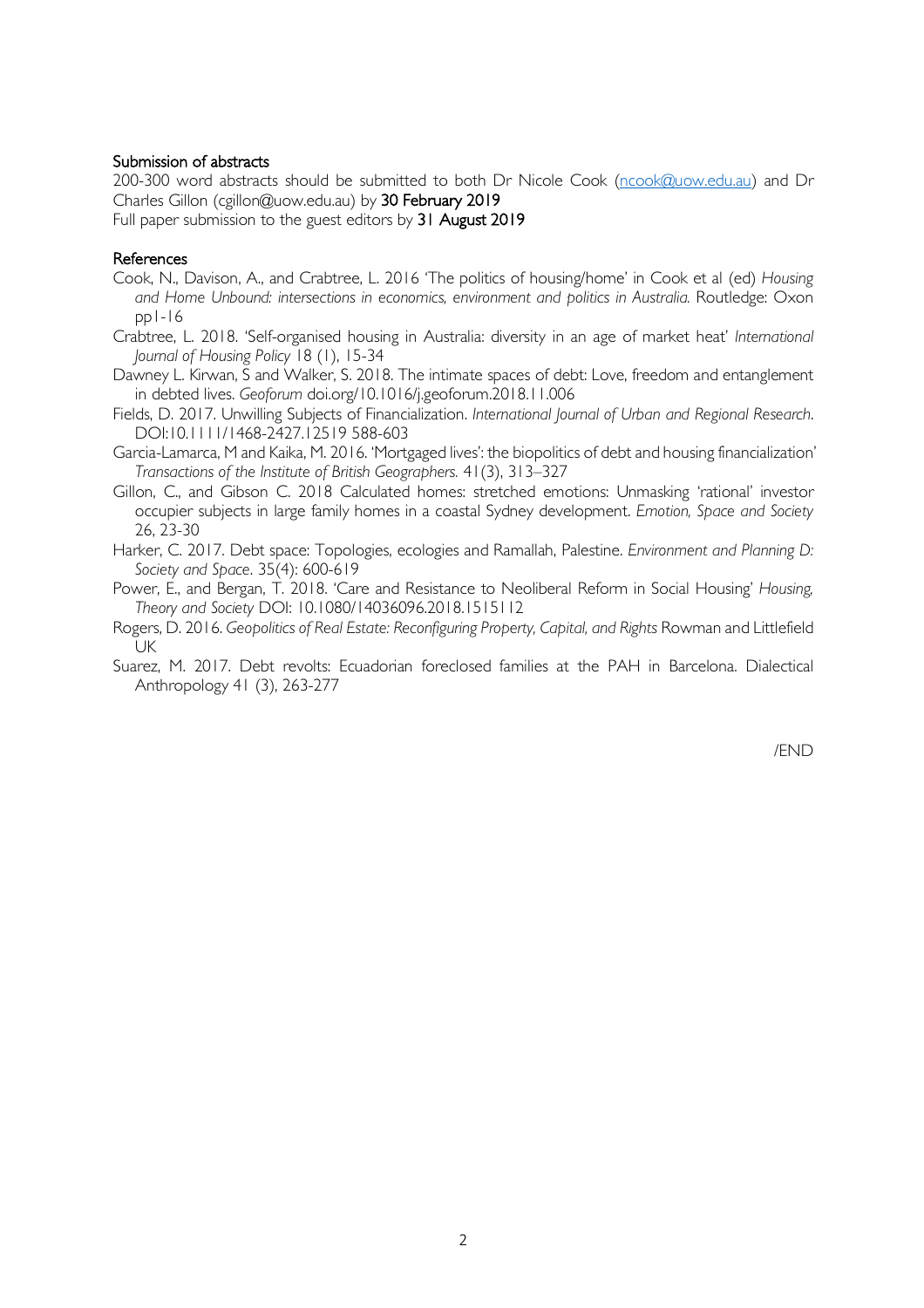## Submission of abstracts

200-300 word abstracts should be submitted to both Dr Nicole Cook (ncook@uow.edu.au) and Dr Charles Gillon (cgillon@uow.edu.au) by **30 February 2019**

Full paper submission to the guest editors by **31 August 2019**

## References

Cook, N., Davison, A., and Crabtree, L. 2016 'The politics of housing/home' in Cook et al (ed) *Housing and Home Unbound: intersections in economics, environment and politics in Australia.* Routledge: Oxon pp1-16

Crabtree, L. 2018. 'Self-organised housing in Australia: diversity in an age of market heat' *International Journal of Housing Policy* 18 (1), 15-34

Dawney L. Kirwan, S and Walker, S. 2018. The intimate spaces of debt: Love, freedom and entanglement in debted lives. *Geoforum* doi.org/10.1016/j.geoforum.2018.11.006

Fields, D. 2017. Unwilling Subjects of Financialization. *International Journal of Urban and Regional Research*. DOI:10.1111/1468-2427.12519 588-603

Garcia-Lamarca, M and Kaika, M. 2016. 'Mortgaged lives': the biopolitics of debt and housing financialization' *Transactions of the Institute of British Geographers.* 41(3), 313–327

Gillon, C., and Gibson C. 2018 Calculated homes: stretched emotions: Unmasking 'rational' investor occupier subjects in large family homes in a coastal Sydney development. *Emotion, Space and Society* 26, 23-30

Harker, C. 2017. Debt space: Topologies, ecologies and Ramallah, Palestine. *Environment and Planning D: Society and Space*. 35(4): 600-619

Power, E., and Bergan, T. 2018. 'Care and Resistance to Neoliberal Reform in Social Housing' *Housing, Theory and Society* DOI: 10.1080/14036096.2018.1515112

Rogers, D. 2016. *Geopolitics of Real Estate: Reconfiguring Property, Capital, and Rights* Rowman and Littlefield UK

Suarez, M. 2017. Debt revolts: Ecuadorian foreclosed families at the PAH in Barcelona. Dialectical Anthropology 41 (3), 263-277

/END